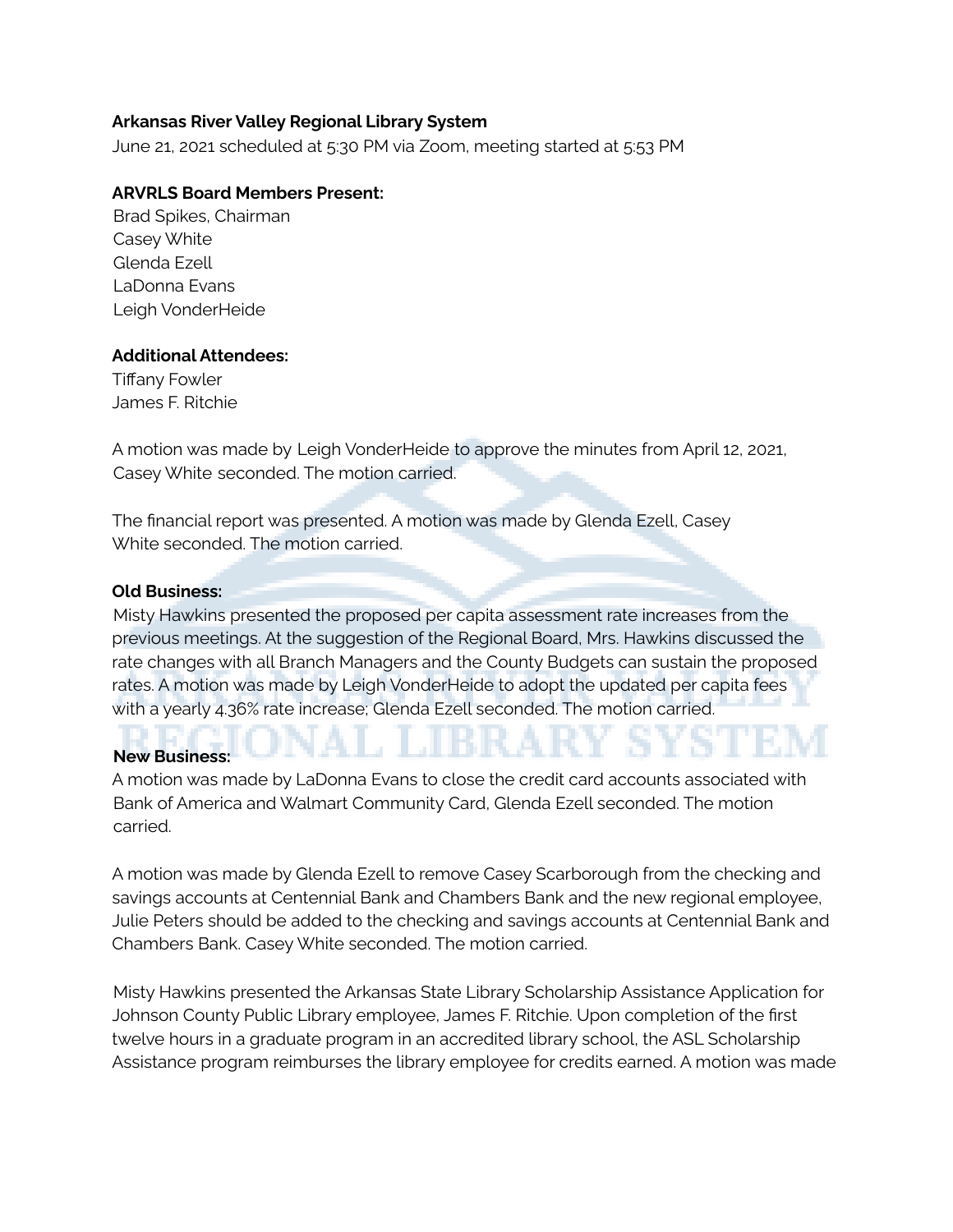**Arkansas River Valley Regional Library System**

June 21, 2021 scheduled at 5:30 PM via Zoom, meeting started at 5:53 PM

**ARVRLS Board Members Present:**

Brad Spikes, Chairman
Casey White
Glenda Ezell
LaDonna Evans
Leigh VonderHeide

**Additional Attendees:**

Tiffany Fowler
James F. Ritchie

A motion was made by Leigh VonderHeide to approve the minutes from April 12, 2021, Casey White seconded. The motion carried.

The financial report was presented. A motion was made by Glenda Ezell, Casey White seconded. The motion carried.

**Old Business:**

Misty Hawkins presented the proposed per capita assessment rate increases from the previous meetings. At the suggestion of the Regional Board, Mrs. Hawkins discussed the rate changes with all Branch Managers and the County Budgets can sustain the proposed rates. A motion was made by Leigh VonderHeide to adopt the updated per capita fees with a yearly 4.36% rate increase; Glenda Ezell seconded. The motion carried.

**New Business:**

A motion was made by LaDonna Evans to close the credit card accounts associated with Bank of America and Walmart Community Card, Glenda Ezell seconded. The motion carried.

A motion was made by Glenda Ezell to remove Casey Scarborough from the checking and savings accounts at Centennial Bank and Chambers Bank and the new regional employee, Julie Peters should be added to the checking and savings accounts at Centennial Bank and Chambers Bank. Casey White seconded. The motion carried.

Misty Hawkins presented the Arkansas State Library Scholarship Assistance Application for Johnson County Public Library employee, James F. Ritchie. Upon completion of the first twelve hours in a graduate program in an accredited library school, the ASL Scholarship Assistance program reimburses the library employee for credits earned. A motion was made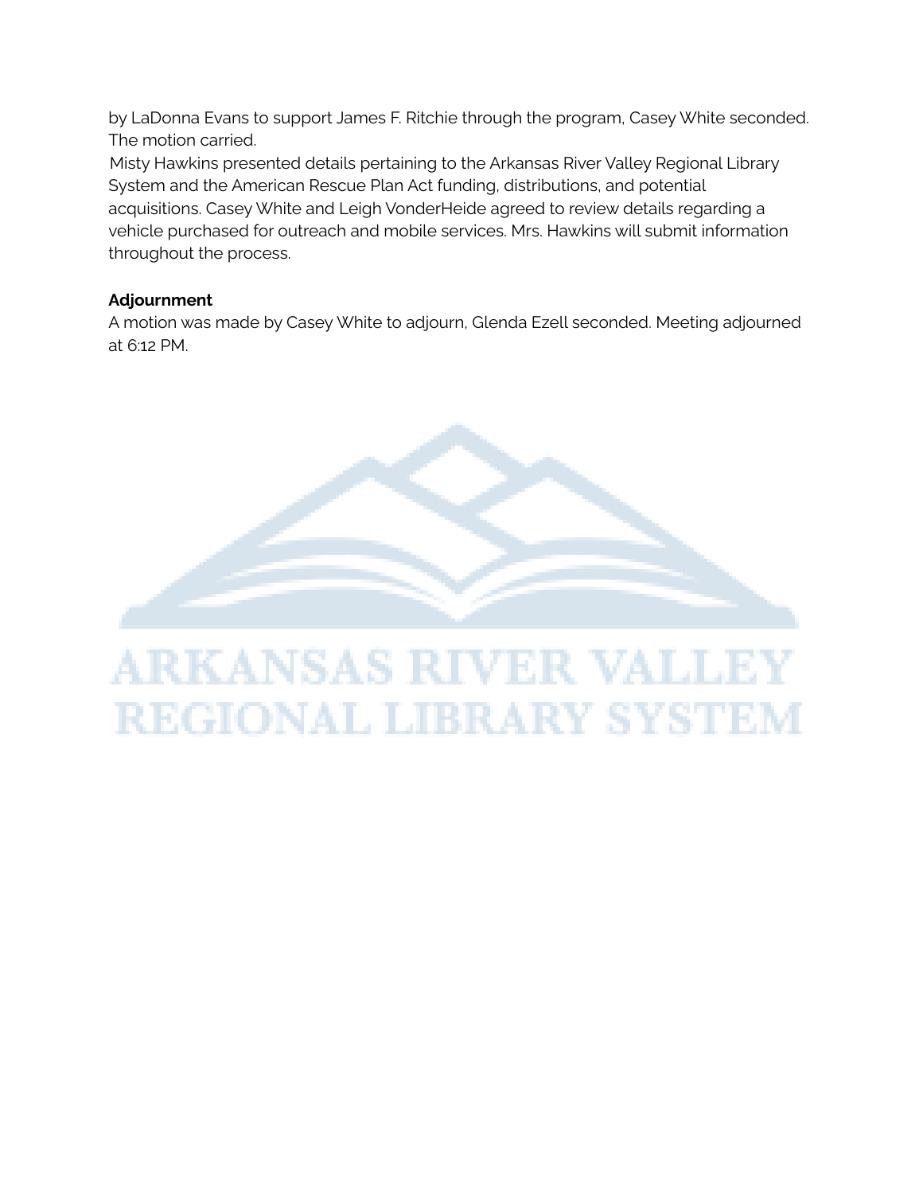by LaDonna Evans to support James F. Ritchie through the program, Casey White seconded. The motion carried.

Misty Hawkins presented details pertaining to the Arkansas River Valley Regional Library System and the American Rescue Plan Act funding, distributions, and potential acquisitions. Casey White and Leigh VonderHeide agreed to review details regarding a vehicle purchased for outreach and mobile services. Mrs. Hawkins will submit information throughout the process.

**Adjournment**

A motion was made by Casey White to adjourn, Glenda Ezell seconded. Meeting adjourned at 6:12 PM.